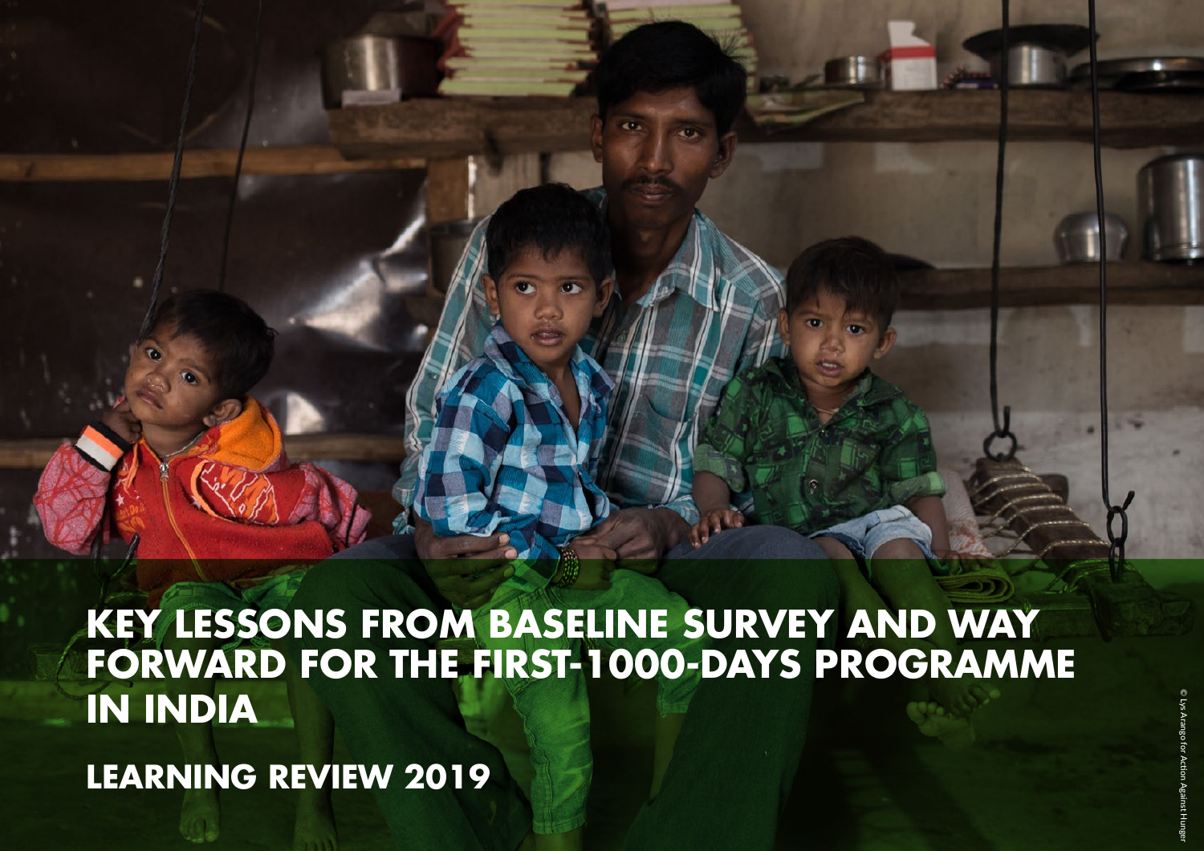# KEY LESSONS FROM BASELINE SURVEY AND WAY FORWARD FOR THE FIRST-1000-DAYS PROGRAMME IN INDIA

## LEARNING REVIEW 2019

© Lys Arango for Action Against Hunger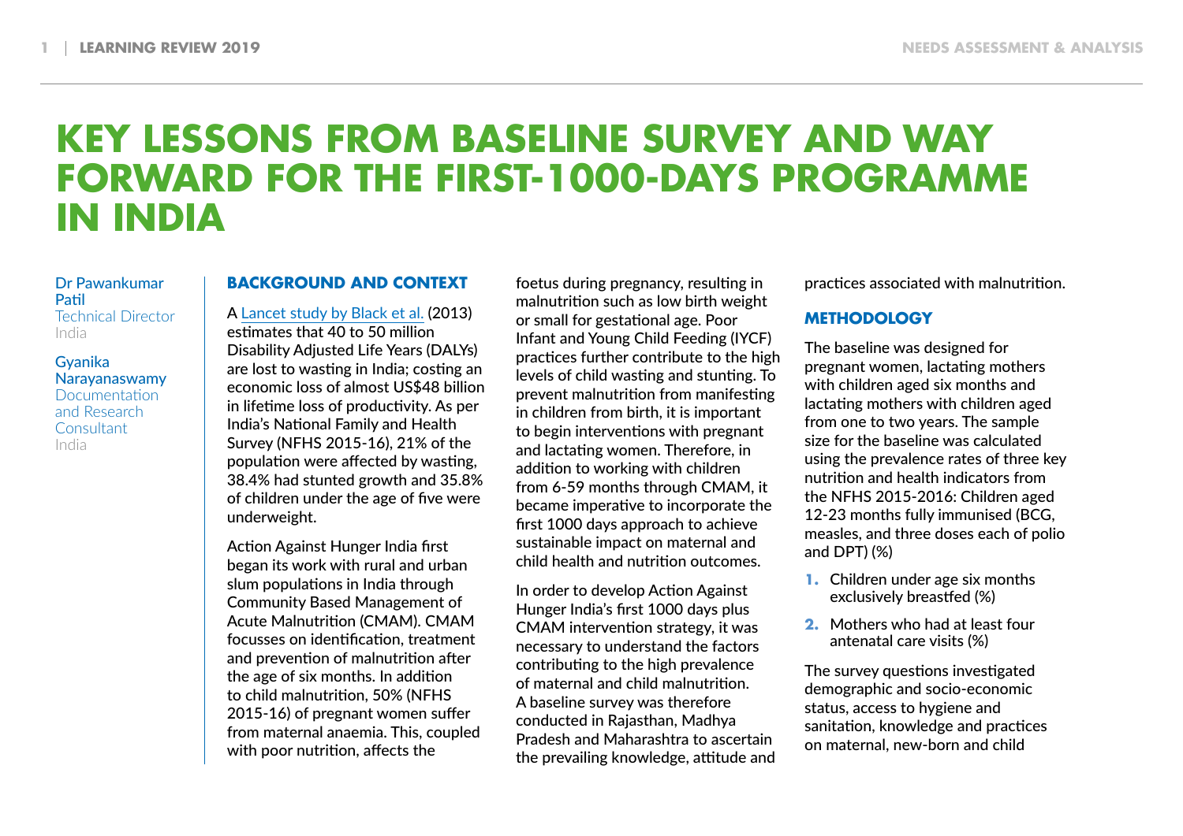# KEY LESSONS FROM BASELINE SURVEY AND WAY FORWARD FOR THE FIRST-1000-DAYS PROGRAMME IN INDIA

Dr Pawankumar Patil
Technical Director
India

Gyanika Narayanaswamy
Documentation and Research Consultant
India

## BACKGROUND AND CONTEXT

A [Lancet study by Black et al.](#) (2013) estimates that 40 to 50 million Disability Adjusted Life Years (DALYs) are lost to wasting in India; costing an economic loss of almost US$48 billion in lifetime loss of productivity. As per India's National Family and Health Survey (NFHS 2015-16), 21% of the population were affected by wasting, 38.4% had stunted growth and 35.8% of children under the age of five were underweight.

Action Against Hunger India first began its work with rural and urban slum populations in India through Community Based Management of Acute Malnutrition (CMAM). CMAM focusses on identification, treatment and prevention of malnutrition after the age of six months. In addition to child malnutrition, 50% (NFHS 2015-16) of pregnant women suffer from maternal anaemia. This, coupled with poor nutrition, affects the foetus during pregnancy, resulting in malnutrition such as low birth weight or small for gestational age. Poor Infant and Young Child Feeding (IYCF) practices further contribute to the high levels of child wasting and stunting. To prevent malnutrition from manifesting in children from birth, it is important to begin interventions with pregnant and lactating women. Therefore, in addition to working with children from 6-59 months through CMAM, it became imperative to incorporate the first 1000 days approach to achieve sustainable impact on maternal and child health and nutrition outcomes.

In order to develop Action Against Hunger India's first 1000 days plus CMAM intervention strategy, it was necessary to understand the factors contributing to the high prevalence of maternal and child malnutrition. A baseline survey was therefore conducted in Rajasthan, Madhya Pradesh and Maharashtra to ascertain the prevailing knowledge, attitude and practices associated with malnutrition.

## METHODOLOGY

The baseline was designed for pregnant women, lactating mothers with children aged six months and lactating mothers with children aged from one to two years. The sample size for the baseline was calculated using the prevalence rates of three key nutrition and health indicators from the NFHS 2015-2016: Children aged 12-23 months fully immunised (BCG, measles, and three doses each of polio and DPT) (%)

1. Children under age six months exclusively breastfed (%)
2. Mothers who had at least four antenatal care visits (%)

The survey questions investigated demographic and socio-economic status, access to hygiene and sanitation, knowledge and practices on maternal, new-born and child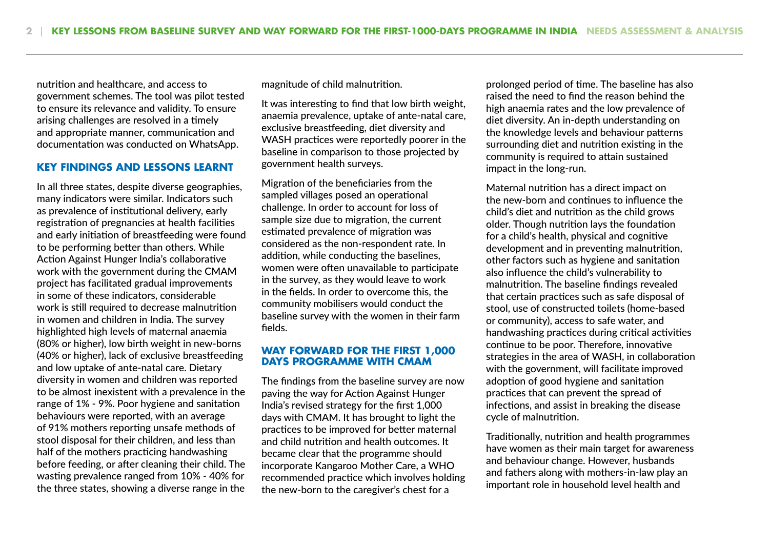nutrition and healthcare, and access to government schemes. The tool was pilot tested to ensure its relevance and validity. To ensure arising challenges are resolved in a timely and appropriate manner, communication and documentation was conducted on WhatsApp.

## KEY FINDINGS AND LESSONS LEARNT

In all three states, despite diverse geographies, many indicators were similar. Indicators such as prevalence of institutional delivery, early registration of pregnancies at health facilities and early initiation of breastfeeding were found to be performing better than others. While Action Against Hunger India's collaborative work with the government during the CMAM project has facilitated gradual improvements in some of these indicators, considerable work is still required to decrease malnutrition in women and children in India. The survey highlighted high levels of maternal anaemia (80% or higher), low birth weight in new-borns (40% or higher), lack of exclusive breastfeeding and low uptake of ante-natal care. Dietary diversity in women and children was reported to be almost inexistent with a prevalence in the range of 1% - 9%. Poor hygiene and sanitation behaviours were reported, with an average of 91% mothers reporting unsafe methods of stool disposal for their children, and less than half of the mothers practicing handwashing before feeding, or after cleaning their child. The wasting prevalence ranged from 10% - 40% for the three states, showing a diverse range in the magnitude of child malnutrition.

It was interesting to find that low birth weight, anaemia prevalence, uptake of ante-natal care, exclusive breastfeeding, diet diversity and WASH practices were reportedly poorer in the baseline in comparison to those projected by government health surveys.

Migration of the beneficiaries from the sampled villages posed an operational challenge. In order to account for loss of sample size due to migration, the current estimated prevalence of migration was considered as the non-respondent rate. In addition, while conducting the baselines, women were often unavailable to participate in the survey, as they would leave to work in the fields. In order to overcome this, the community mobilisers would conduct the baseline survey with the women in their farm fields.

## WAY FORWARD FOR THE FIRST 1,000 DAYS PROGRAMME WITH CMAM

The findings from the baseline survey are now paving the way for Action Against Hunger India's revised strategy for the first 1,000 days with CMAM. It has brought to light the practices to be improved for better maternal and child nutrition and health outcomes. It became clear that the programme should incorporate Kangaroo Mother Care, a WHO recommended practice which involves holding the new-born to the caregiver's chest for a prolonged period of time. The baseline has also raised the need to find the reason behind the high anaemia rates and the low prevalence of diet diversity. An in-depth understanding on the knowledge levels and behaviour patterns surrounding diet and nutrition existing in the community is required to attain sustained impact in the long-run.

Maternal nutrition has a direct impact on the new-born and continues to influence the child's diet and nutrition as the child grows older. Though nutrition lays the foundation for a child's health, physical and cognitive development and in preventing malnutrition, other factors such as hygiene and sanitation also influence the child's vulnerability to malnutrition. The baseline findings revealed that certain practices such as safe disposal of stool, use of constructed toilets (home-based or community), access to safe water, and handwashing practices during critical activities continue to be poor. Therefore, innovative strategies in the area of WASH, in collaboration with the government, will facilitate improved adoption of good hygiene and sanitation practices that can prevent the spread of infections, and assist in breaking the disease cycle of malnutrition.

Traditionally, nutrition and health programmes have women as their main target for awareness and behaviour change. However, husbands and fathers along with mothers-in-law play an important role in household level health and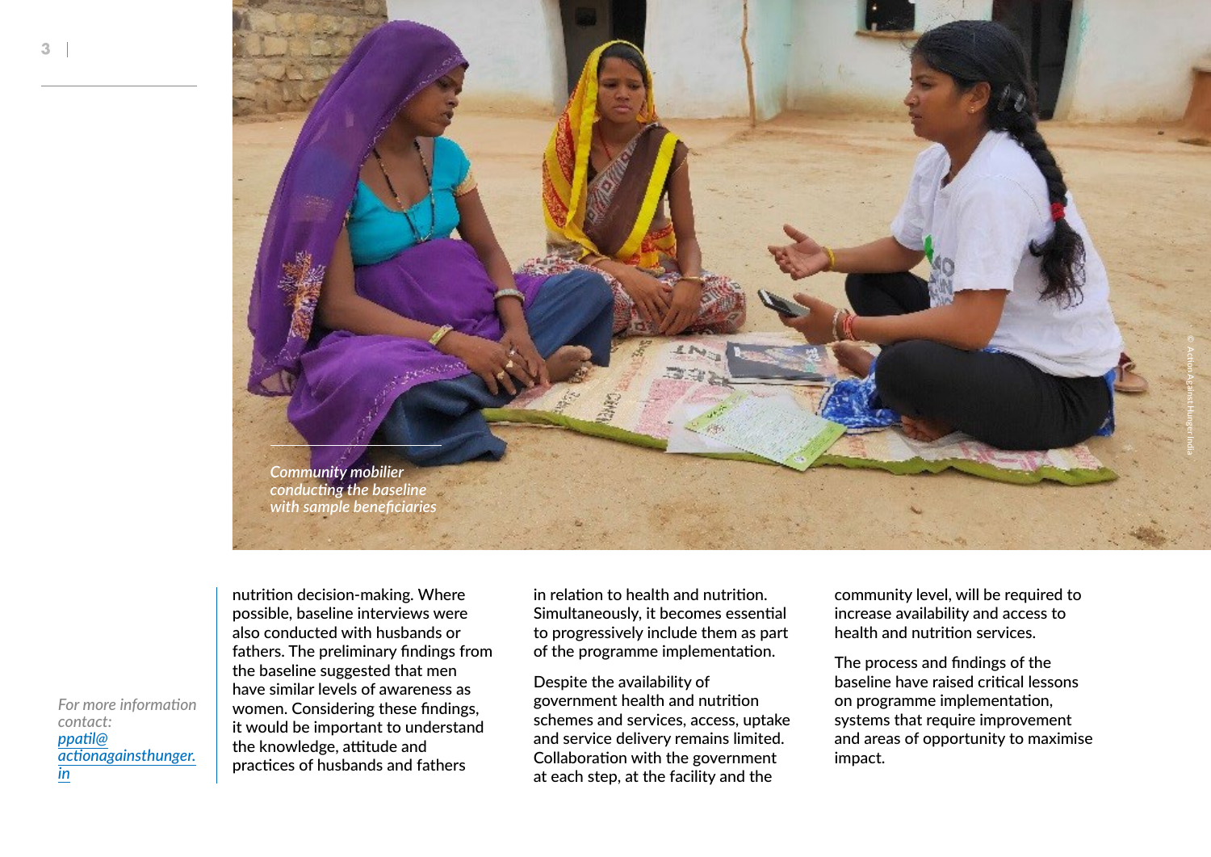*Community mobilier conducting the baseline with sample beneficiaries*

© Action Against Hunger India

nutrition decision-making. Where possible, baseline interviews were also conducted with husbands or fathers. The preliminary findings from the baseline suggested that men have similar levels of awareness as women. Considering these findings, it would be important to understand the knowledge, attitude and practices of husbands and fathers in relation to health and nutrition. Simultaneously, it becomes essential to progressively include them as part of the programme implementation.

Despite the availability of government health and nutrition schemes and services, access, uptake and service delivery remains limited. Collaboration with the government at each step, at the facility and the community level, will be required to increase availability and access to health and nutrition services.

The process and findings of the baseline have raised critical lessons on programme implementation, systems that require improvement and areas of opportunity to maximise impact.

*For more information contact: ppatil@actionagainsthunger.in*